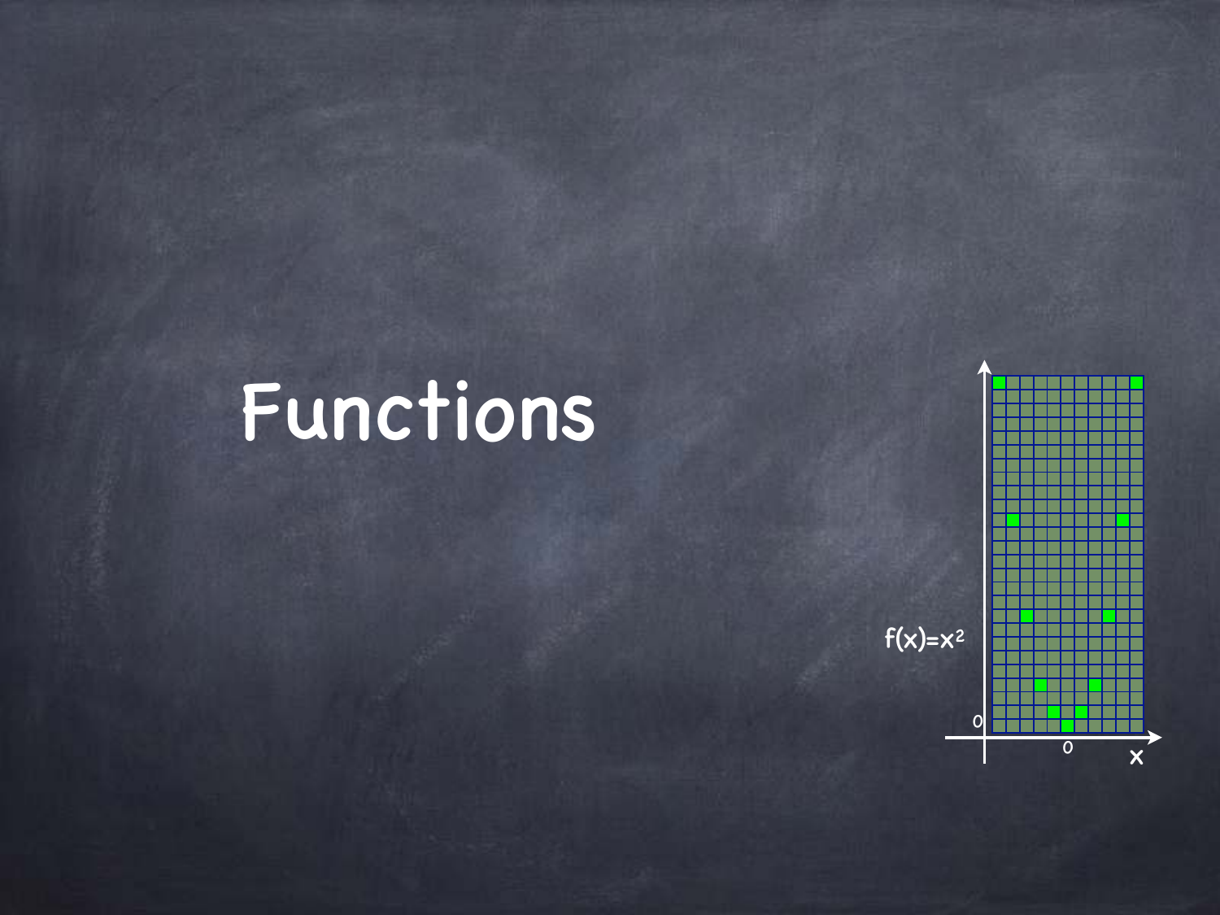# Functions

$f(x)=x^2$

0

0

x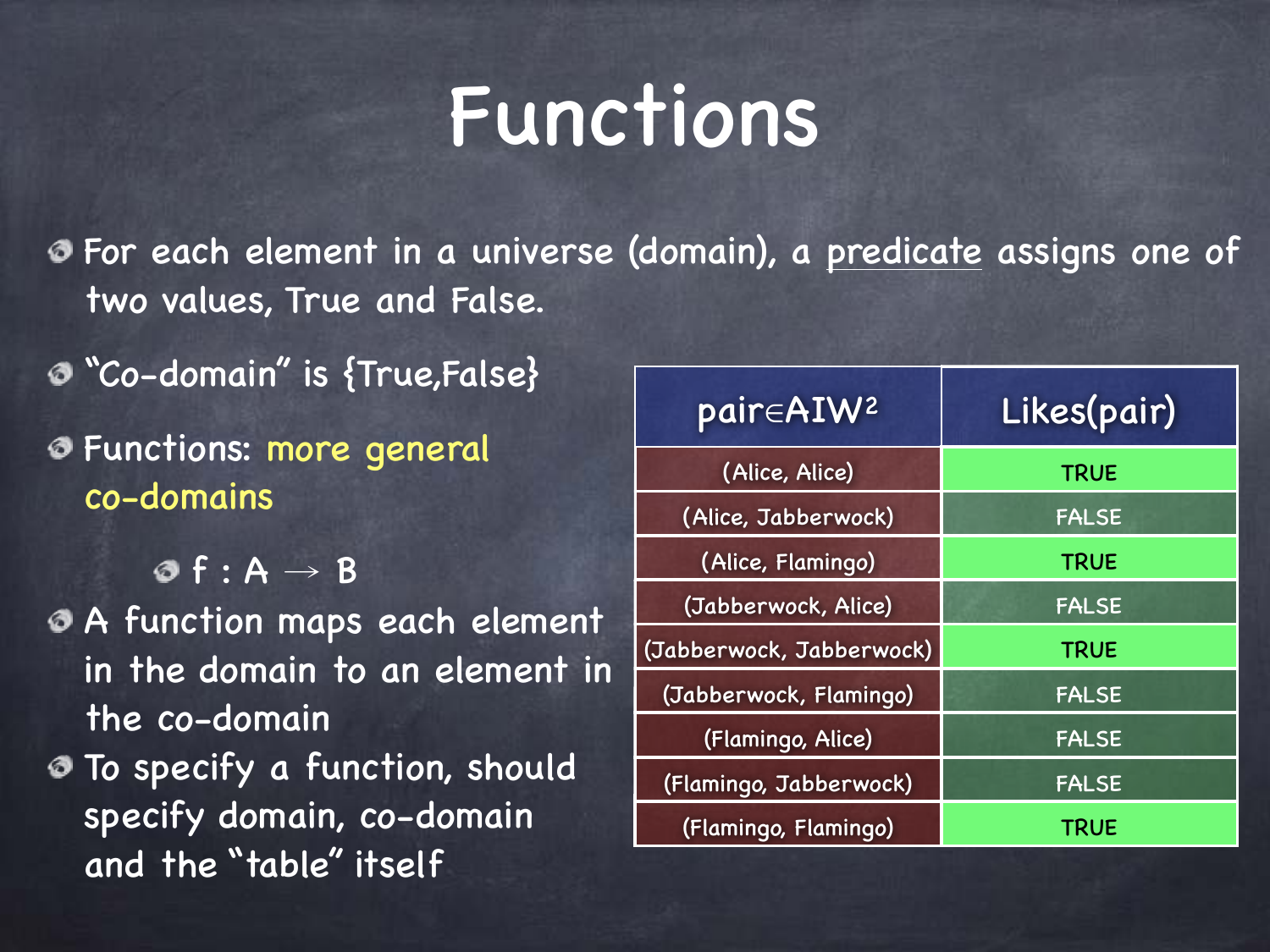# Functions

- For each element in a universe (domain), a predicate assigns one of two values, True and False.
- "Co-domain" is {True,False}
- Functions: more general co-domains
  - $f : A \rightarrow B$
- A function maps each element in the domain to an element in the co-domain
- To specify a function, should specify domain, co-domain and the "table" itself

| pair$\in$AIW$^2$ | Likes(pair) |
| --- | --- |
| (Alice, Alice) | TRUE |
| (Alice, Jabberwock) | FALSE |
| (Alice, Flamingo) | TRUE |
| (Jabberwock, Alice) | FALSE |
| (Jabberwock, Jabberwock) | TRUE |
| (Jabberwock, Flamingo) | FALSE |
| (Flamingo, Alice) | FALSE |
| (Flamingo, Jabberwock) | FALSE |
| (Flamingo, Flamingo) | TRUE |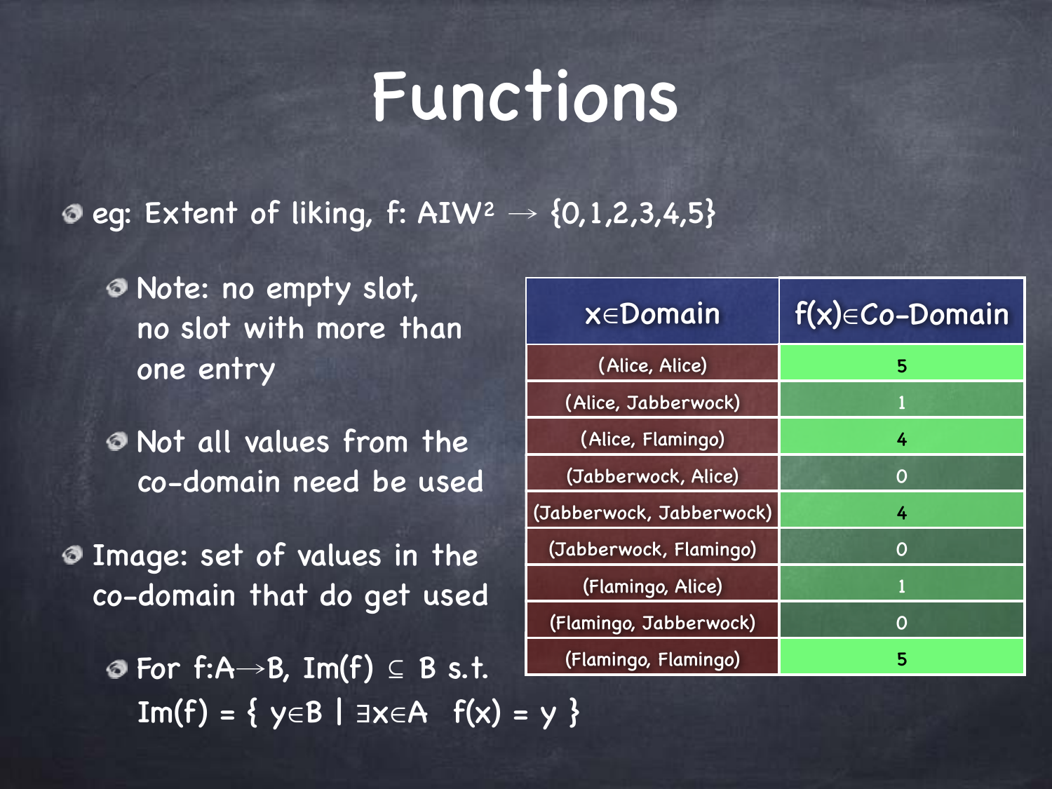# Functions

- eg: Extent of liking, $f: AIW^2 \rightarrow \{0,1,2,3,4,5\}$
  - Note: no empty slot, no slot with more than one entry
  - Not all values from the co-domain need be used
- Image: set of values in the co-domain that do get used
  - For $f{:}A \rightarrow B$, $Im(f) \subseteq B$ s.t. $Im(f) = \{\ y \in B \mid \exists x \in A \ \ f(x) = y\ \}$

| $x \in$Domain | $f(x) \in$Co-Domain |
|---|---|
| (Alice, Alice) | 5 |
| (Alice, Jabberwock) | 1 |
| (Alice, Flamingo) | 4 |
| (Jabberwock, Alice) | 0 |
| (Jabberwock, Jabberwock) | 4 |
| (Jabberwock, Flamingo) | 0 |
| (Flamingo, Alice) | 1 |
| (Flamingo, Jabberwock) | 0 |
| (Flamingo, Flamingo) | 5 |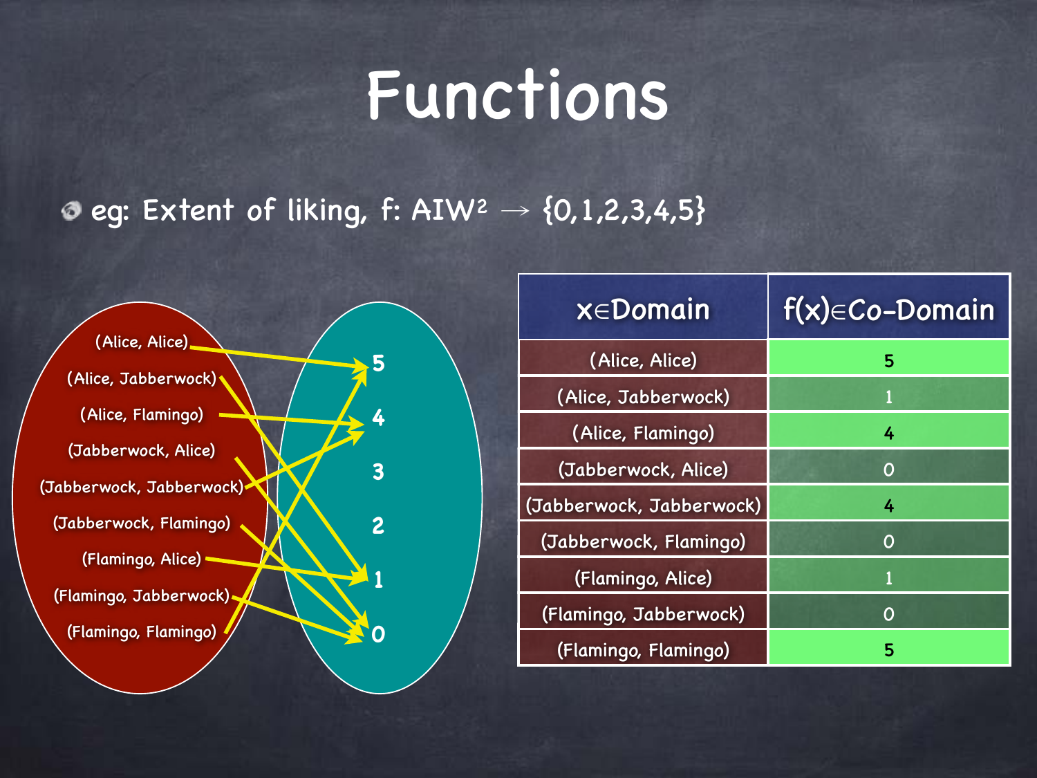# Functions

- eg: Extent of liking, $f: AIW^2 \rightarrow \{0,1,2,3,4,5\}$

| $x \in$ Domain | $f(x) \in$ Co-Domain |
|---|---|
| (Alice, Alice) | 5 |
| (Alice, Jabberwock) | 1 |
| (Alice, Flamingo) | 4 |
| (Jabberwock, Alice) | 0 |
| (Jabberwock, Jabberwock) | 4 |
| (Jabberwock, Flamingo) | 0 |
| (Flamingo, Alice) | 1 |
| (Flamingo, Jabberwock) | 0 |
| (Flamingo, Flamingo) | 5 |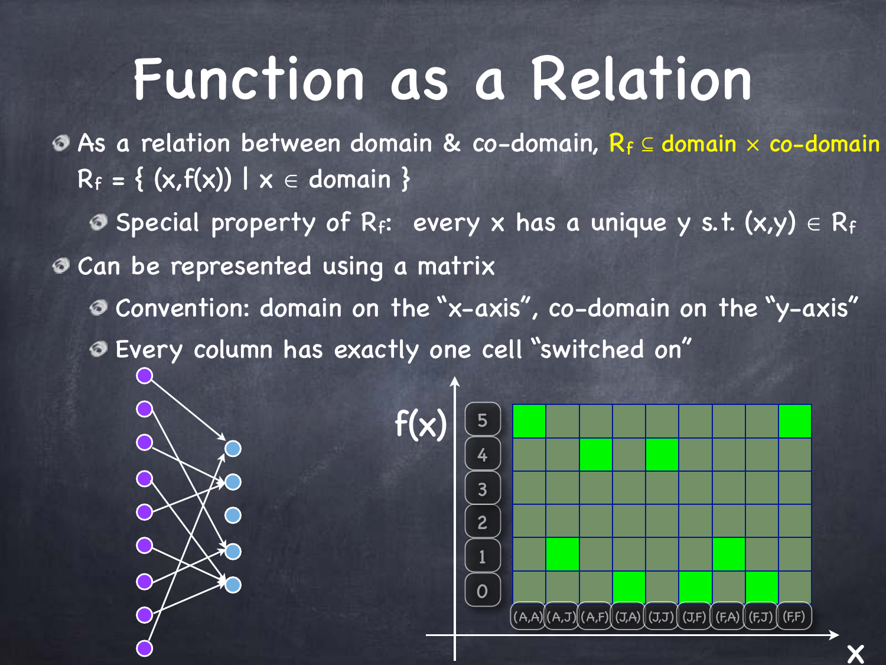# Function as a Relation

- As a relation between domain & co-domain, $R_f \subseteq$ domain $\times$ co-domain
  $R_f = \{ (x,f(x)) \mid x \in \text{domain} \}$
  - Special property of $R_f$: every x has a unique y s.t. $(x,y) \in R_f$
- Can be represented using a matrix
  - Convention: domain on the "x-axis", co-domain on the "y-axis"
  - Every column has exactly one cell "switched on"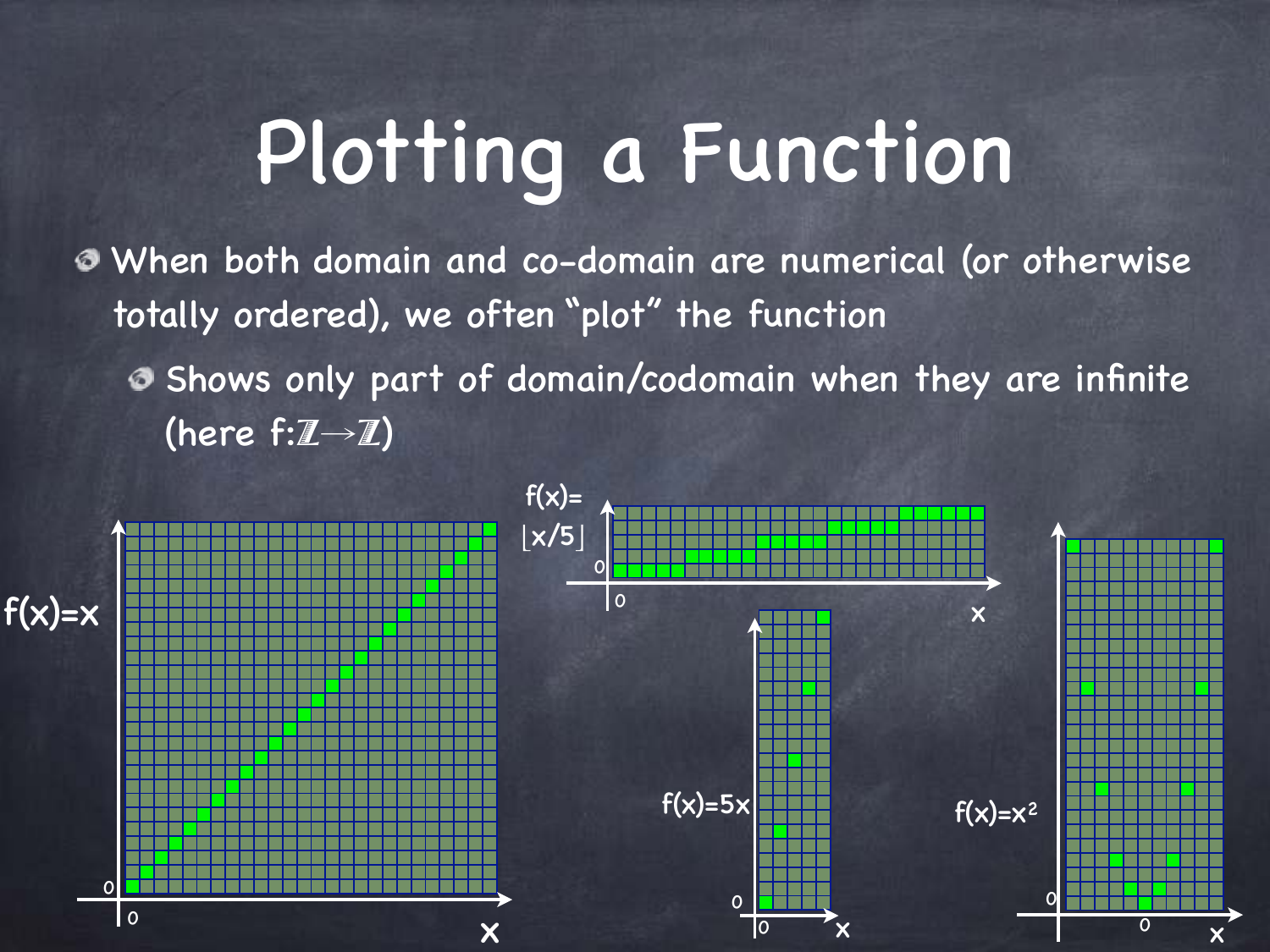# Plotting a Function

- When both domain and co-domain are numerical (or otherwise totally ordered), we often "plot" the function
  - Shows only part of domain/codomain when they are infinite (here $f:\mathbb{Z}\to\mathbb{Z}$)

$f(x)=x$

$f(x)=\lfloor x/5 \rfloor$

$f(x)=5x$

$f(x)=x^2$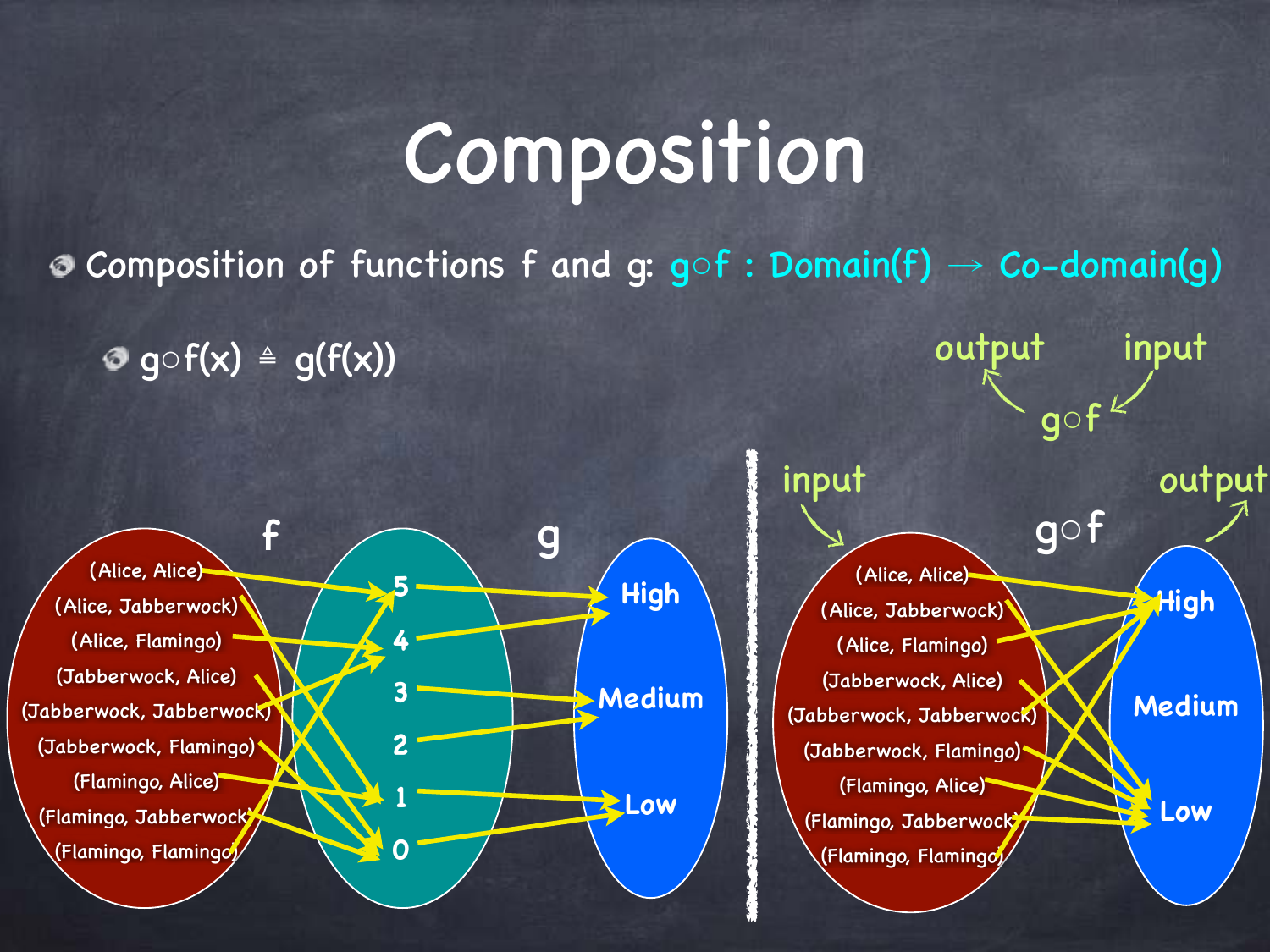# Composition

- Composition of functions f and g: $g \circ f$ : Domain(f) $\rightarrow$ Co-domain(g)
  - $g \circ f(x) \triangleq g(f(x))$

output input

$g \circ f$

f g

(Alice, Alice)
(Alice, Jabberwock)
(Alice, Flamingo)
(Jabberwock, Alice)
(Jabberwock, Jabberwock)
(Jabberwock, Flamingo)
(Flamingo, Alice)
(Flamingo, Jabberwock)
(Flamingo, Flamingo)

5
4
3
2
1
0

High
Medium
Low

input output

$g \circ f$

(Alice, Alice)
(Alice, Jabberwock)
(Alice, Flamingo)
(Jabberwock, Alice)
(Jabberwock, Jabberwock)
(Jabberwock, Flamingo)
(Flamingo, Alice)
(Flamingo, Jabberwock)
(Flamingo, Flamingo)

High
Medium
Low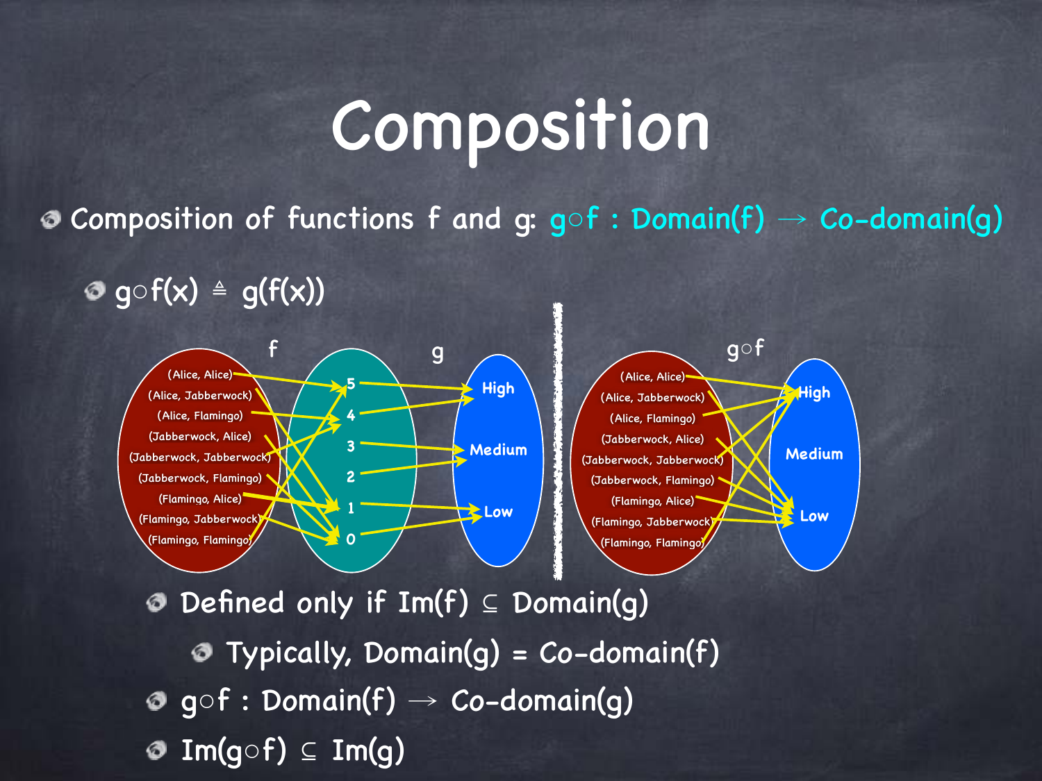# Composition

- Composition of functions f and g: $g \circ f$ : Domain(f) $\rightarrow$ Co-domain(g)
  - $g \circ f(x) \triangleq g(f(x))$

f

g

(Alice, Alice)
(Alice, Jabberwock)
(Alice, Flamingo)
(Jabberwock, Alice)
(Jabberwock, Jabberwock)
(Jabberwock, Flamingo)
(Flamingo, Alice)
(Flamingo, Jabberwock)
(Flamingo, Flamingo)

5
4
3
2
1
0

High
Medium
Low

$g \circ f$

(Alice, Alice)
(Alice, Jabberwock)
(Alice, Flamingo)
(Jabberwock, Alice)
(Jabberwock, Jabberwock)
(Jabberwock, Flamingo)
(Flamingo, Alice)
(Flamingo, Jabberwock)
(Flamingo, Flamingo)

High
Medium
Low

- Defined only if Im(f) $\subseteq$ Domain(g)
  - Typically, Domain(g) = Co-domain(f)
- $g \circ f$ : Domain(f) $\rightarrow$ Co-domain(g)
- Im($g \circ f$) $\subseteq$ Im(g)